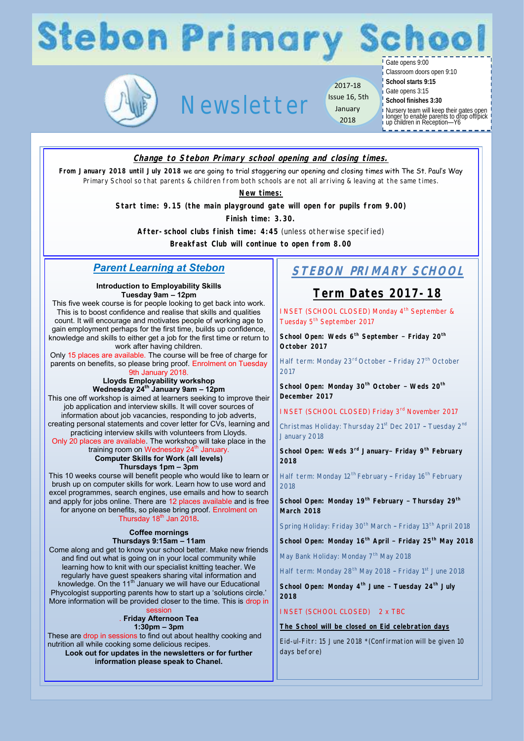# Stebon Primary School

## Newsletter

2017-18 Issue 16, 5th January 2018

Gate opens 9:00
Classroom doors open 9:10
**School starts 9:15**
Gate opens 3:15
**School finishes 3:30**
Nursery team will keep their gates open longer to enable parents to drop off/pick up children in Reception—Y6

### *Change to Stebon Primary school opening and closing times.*

**From January 2018 until July 2018** we are going to trial staggering our opening and closing times with The St. Paul's Way Primary School so that parents & children from both schools are not all arriving & leaving at the same times.

**New times:**

**Start time: 9.15 (the main playground gate will open for pupils from 9.00)**

**Finish time: 3.30.**

**After-school clubs finish time: 4:45** (unless otherwise specified)

**Breakfast Club will continue to open from 8.00**

## *Parent Learning at Stebon*

**Introduction to Employability Skills**
**Tuesday 9am – 12pm**

This five week course is for people looking to get back into work. This is to boost confidence and realise that skills and qualities count. It will encourage and motivates people of working age to gain employment perhaps for the first time, builds up confidence, knowledge and skills to either get a job for the first time or return to work after having children.

Only 15 places are available. The course will be free of charge for parents on benefits, so please bring proof. Enrolment on Tuesday 9th January 2018.

**Lloyds Employability workshop**
**Wednesday 24th January 9am – 12pm**

This one off workshop is aimed at learners seeking to improve their job application and interview skills. It will cover sources of information about job vacancies, responding to job adverts, creating personal statements and cover letter for CVs, learning and practicing interview skills with volunteers from Lloyds.
Only 20 places are available. The workshop will take place in the training room on Wednesday 24th January.

**Computer Skills for Work (all levels)**
**Thursdays 1pm – 3pm**

This 10 weeks course will benefit people who would like to learn or brush up on computer skills for work. Learn how to use word and excel programmes, search engines, use emails and how to search and apply for jobs online. There are 12 places available and is free for anyone on benefits, so please bring proof. Enrolment on Thursday 18th Jan 2018.

**Coffee mornings**
**Thursdays 9:15am – 11am**

Come along and get to know your school better. Make new friends and find out what is going on in your local community while learning how to knit with our specialist knitting teacher. We regularly have guest speakers sharing vital information and knowledge. On the 11th January we will have our Educational Phycologist supporting parents how to start up a 'solutions circle.' More information will be provided closer to the time. This is drop in session

**Friday Afternoon Tea**
**1:30pm – 3pm**

These are drop in sessions to find out about healthy cooking and nutrition all while cooking some delicious recipes.

**Look out for updates in the newsletters or for further information please speak to Chanel.**

## STEBON PRIMARY SCHOOL

## Term Dates 2017-18

INSET (SCHOOL CLOSED) Monday 4th September & Tuesday 5th September 2017

**School Open: Weds 6th September – Friday 20th October 2017**

Half term: Monday 23rd October – Friday 27th October 2017

**School Open: Monday 30th October – Weds 20th December 2017**

INSET (SCHOOL CLOSED) Friday 3rd November 2017

Christmas Holiday: Thursday 21st Dec 2017 – Tuesday 2nd January 2018

**School Open: Weds 3rd January– Friday 9th February 2018**

Half term: Monday 12th February – Friday 16th February 2018

**School Open: Monday 19th February – Thursday 29th March 2018**

Spring Holiday: Friday 30th March – Friday 13th April 2018

**School Open: Monday 16th April – Friday 25th May 2018**

May Bank Holiday: Monday 7th May 2018

Half term: Monday 28th May 2018 – Friday 1st June 2018

**School Open: Monday 4th June – Tuesday 24th July 2018**

INSET (SCHOOL CLOSED) 2 x TBC

**The School will be closed on Eid celebration days**

Eid-ul-Fitr: 15 June 2018 \*(Confirmation will be given 10 days before)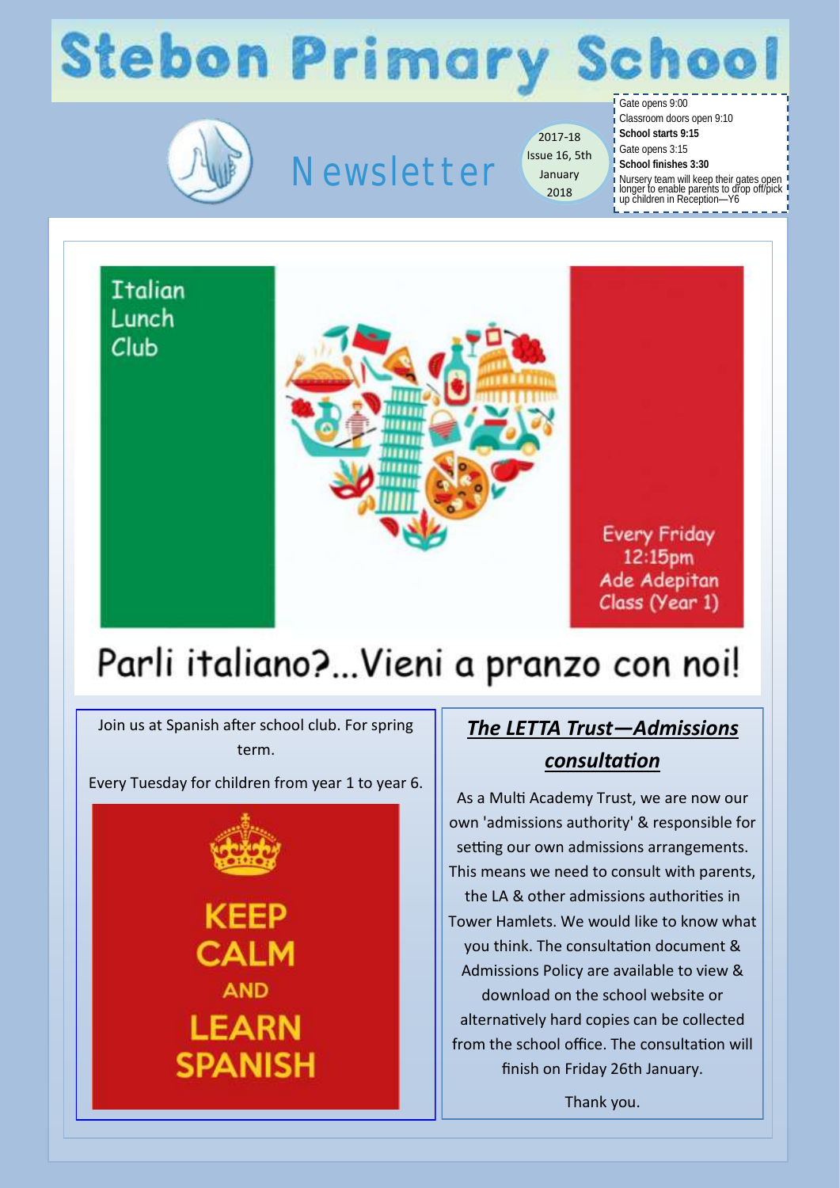# Stebon Primary School

## Newsletter

2017-18
Issue 16, 5th January 2018

Gate opens 9:00
Classroom doors open 9:10
**School starts 9:15**
Gate opens 3:15
**School finishes 3:30**
Nursery team will keep their gates open longer to enable parents to drop off/pick up children in Reception—Y6

Italian Lunch Club

Every Friday
12:15pm
Ade Adepitan Class (Year 1)

Parli italiano?...Vieni a pranzo con noi!

Join us at Spanish after school club. For spring term.

Every Tuesday for children from year 1 to year 6.

KEEP CALM AND LEARN SPANISH

### ***The LETTA Trust—Admissions consultation***

As a Multi Academy Trust, we are now our own 'admissions authority' & responsible for setting our own admissions arrangements. This means we need to consult with parents, the LA & other admissions authorities in Tower Hamlets. We would like to know what you think. The consultation document & Admissions Policy are available to view & download on the school website or alternatively hard copies can be collected from the school office. The consultation will finish on Friday 26th January.

Thank you.